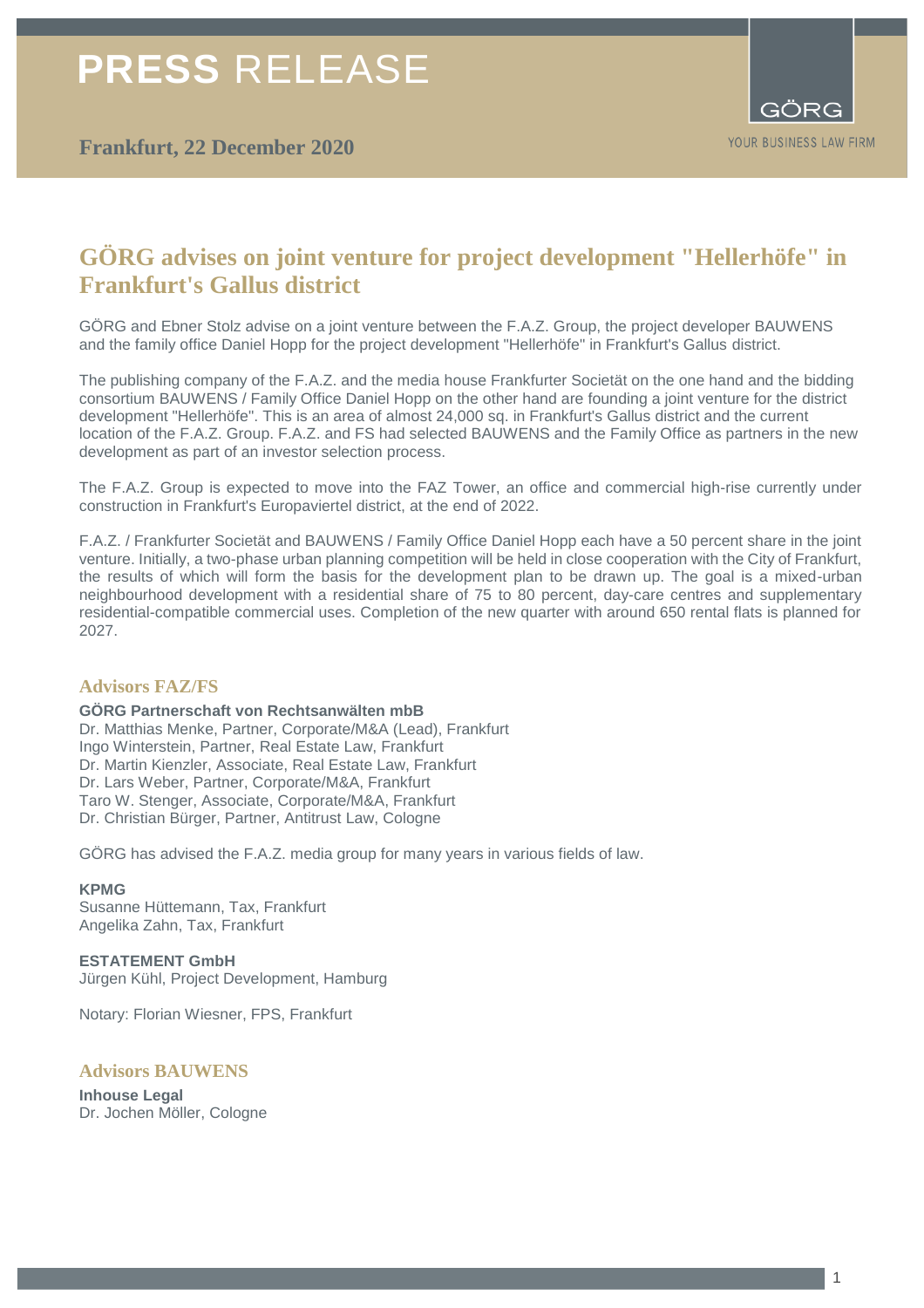# PRESS RELEASE

**Frankfurt, 22 December 2020**

## GÖRG advises on joint venture for project development "Hellerhöfe" in Frankfurt's Gallus district

GÖRG and Ebner Stolz advise on a joint venture between the F.A.Z. Group, the project developer BAUWENS and the family office Daniel Hopp for the project development "Hellerhöfe" in Frankfurt's Gallus district.

The publishing company of the F.A.Z. and the media house Frankfurter Societät on the one hand and the bidding consortium BAUWENS / Family Office Daniel Hopp on the other hand are founding a joint venture for the district development "Hellerhöfe". This is an area of almost 24,000 sq. in Frankfurt's Gallus district and the current location of the F.A.Z. Group. F.A.Z. and FS had selected BAUWENS and the Family Office as partners in the new development as part of an investor selection process.

The F.A.Z. Group is expected to move into the FAZ Tower, an office and commercial high-rise currently under construction in Frankfurt's Europaviertel district, at the end of 2022.

F.A.Z. / Frankfurter Societät and BAUWENS / Family Office Daniel Hopp each have a 50 percent share in the joint venture. Initially, a two-phase urban planning competition will be held in close cooperation with the City of Frankfurt, the results of which will form the basis for the development plan to be drawn up. The goal is a mixed-urban neighbourhood development with a residential share of 75 to 80 percent, day-care centres and supplementary residential-compatible commercial uses. Completion of the new quarter with around 650 rental flats is planned for 2027.

### Advisors FAZ/FS

**GÖRG Partnerschaft von Rechtsanwälten mbB**
Dr. Matthias Menke, Partner, Corporate/M&A (Lead), Frankfurt
Ingo Winterstein, Partner, Real Estate Law, Frankfurt
Dr. Martin Kienzler, Associate, Real Estate Law, Frankfurt
Dr. Lars Weber, Partner, Corporate/M&A, Frankfurt
Taro W. Stenger, Associate, Corporate/M&A, Frankfurt
Dr. Christian Bürger, Partner, Antitrust Law, Cologne

GÖRG has advised the F.A.Z. media group for many years in various fields of law.

**KPMG**
Susanne Hüttemann, Tax, Frankfurt
Angelika Zahn, Tax, Frankfurt

**ESTATEMENT GmbH**
Jürgen Kühl, Project Development, Hamburg

Notary: Florian Wiesner, FPS, Frankfurt

### Advisors BAUWENS

**Inhouse Legal**
Dr. Jochen Möller, Cologne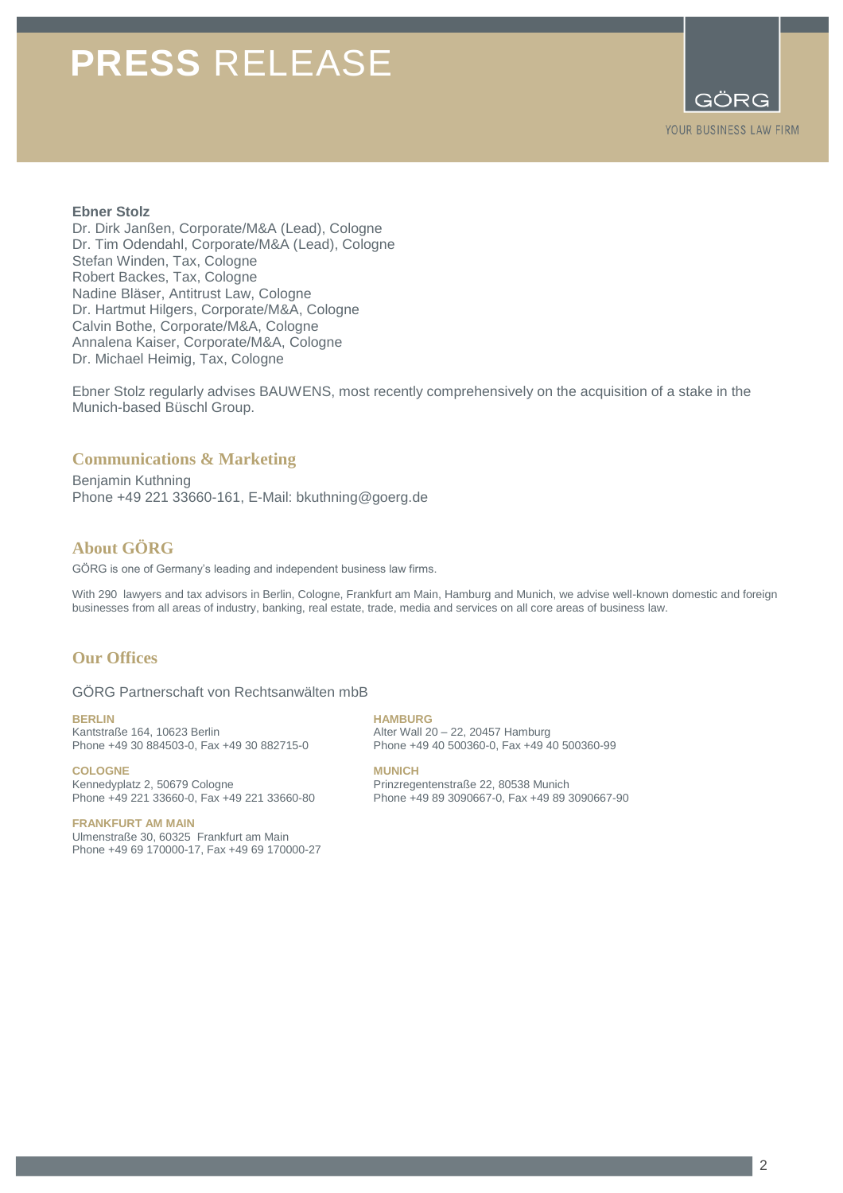**Ebner Stolz**
Dr. Dirk Janßen, Corporate/M&A (Lead), Cologne
Dr. Tim Odendahl, Corporate/M&A (Lead), Cologne
Stefan Winden, Tax, Cologne
Robert Backes, Tax, Cologne
Nadine Bläser, Antitrust Law, Cologne
Dr. Hartmut Hilgers, Corporate/M&A, Cologne
Calvin Bothe, Corporate/M&A, Cologne
Annalena Kaiser, Corporate/M&A, Cologne
Dr. Michael Heimig, Tax, Cologne

Ebner Stolz regularly advises BAUWENS, most recently comprehensively on the acquisition of a stake in the Munich-based Büschl Group.

## Communications & Marketing

Benjamin Kuthning
Phone +49 221 33660-161, E-Mail: bkuthning@goerg.de

## About GÖRG

GÖRG is one of Germany's leading and independent business law firms.

With 290 lawyers and tax advisors in Berlin, Cologne, Frankfurt am Main, Hamburg and Munich, we advise well-known domestic and foreign businesses from all areas of industry, banking, real estate, trade, media and services on all core areas of business law.

## Our Offices

GÖRG Partnerschaft von Rechtsanwälten mbB

**BERLIN**
Kantstraße 164, 10623 Berlin
Phone +49 30 884503-0, Fax +49 30 882715-0

**COLOGNE**
Kennedyplatz 2, 50679 Cologne
Phone +49 221 33660-0, Fax +49 221 33660-80

**FRANKFURT AM MAIN**
Ulmenstraße 30, 60325 Frankfurt am Main
Phone +49 69 170000-17, Fax +49 69 170000-27

**HAMBURG**
Alter Wall 20 – 22, 20457 Hamburg
Phone +49 40 500360-0, Fax +49 40 500360-99

**MUNICH**
Prinzregentenstraße 22, 80538 Munich
Phone +49 89 3090667-0, Fax +49 89 3090667-90